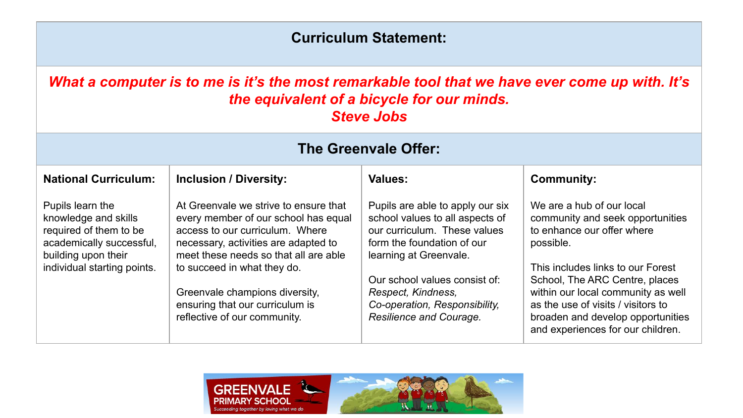## Curriculum Statement:

***What a computer is to me is it's the most remarkable tool that we have ever come up with. It's the equivalent of a bicycle for our minds.***
***Steve Jobs***

## The Greenvale Offer:

| **National Curriculum:** | **Inclusion / Diversity:** | **Values:** | **Community:** |
|---|---|---|---|
| Pupils learn the knowledge and skills required of them to be academically successful, building upon their individual starting points. | At Greenvale we strive to ensure that every member of our school has equal access to our curriculum. Where necessary, activities are adapted to meet these needs so that all are able to succeed in what they do.<br><br>Greenvale champions diversity, ensuring that our curriculum is reflective of our community. | Pupils are able to apply our six school values to all aspects of our curriculum. These values form the foundation of our learning at Greenvale.<br><br>Our school values consist of: *Respect, Kindness, Co-operation, Responsibility, Resilience and Courage.* | We are a hub of our local community and seek opportunities to enhance our offer where possible.<br><br>This includes links to our Forest School, The ARC Centre, places within our local community as well as the use of visits / visitors to broaden and develop opportunities and experiences for our children. |

GREENVALE PRIMARY SCHOOL
*Succeeding together by loving what we do*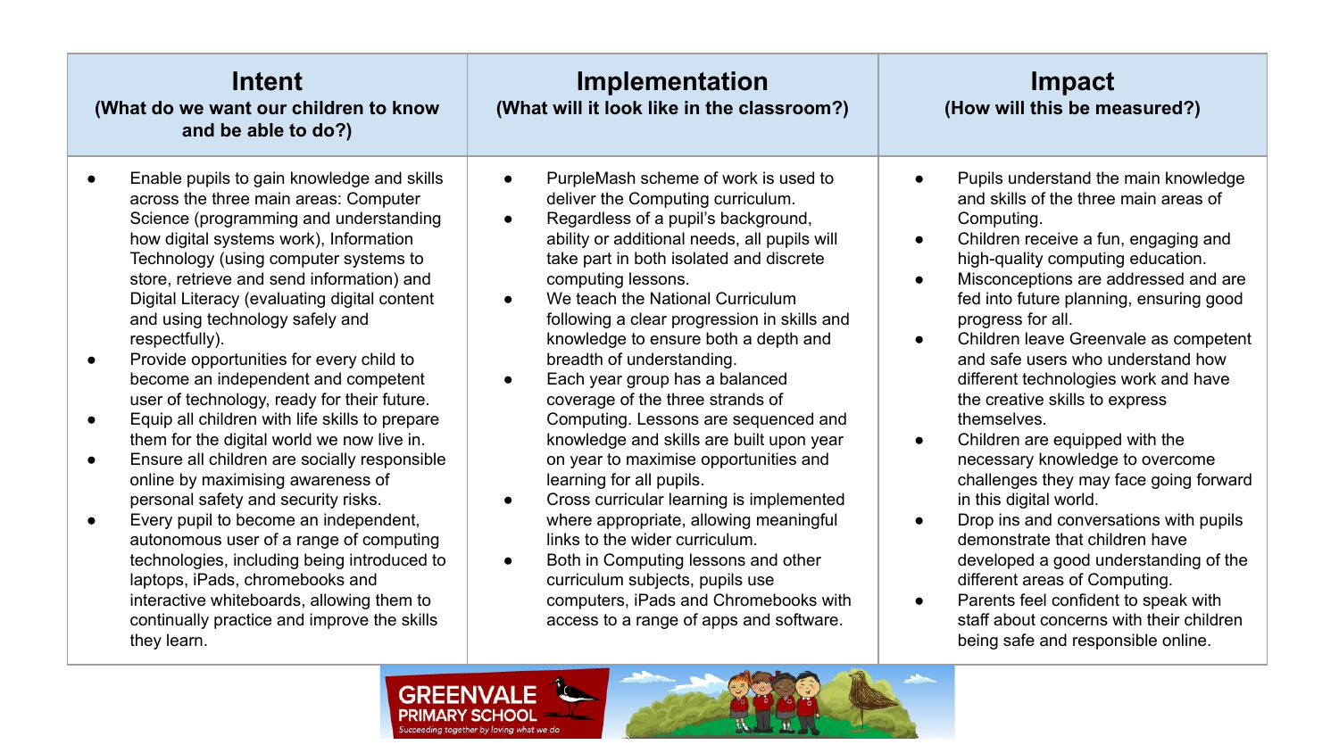| **Intent**<br>**(What do we want our children to know and be able to do?)** | **Implementation**<br>**(What will it look like in the classroom?)** | **Impact**<br>**(How will this be measured?)** |
|---|---|---|
| • Enable pupils to gain knowledge and skills across the three main areas: Computer Science (programming and understanding how digital systems work), Information Technology (using computer systems to store, retrieve and send information) and Digital Literacy (evaluating digital content and using technology safely and respectfully).<br>• Provide opportunities for every child to become an independent and competent user of technology, ready for their future.<br>• Equip all children with life skills to prepare them for the digital world we now live in.<br>• Ensure all children are socially responsible online by maximising awareness of personal safety and security risks.<br>• Every pupil to become an independent, autonomous user of a range of computing technologies, including being introduced to laptops, iPads, chromebooks and interactive whiteboards, allowing them to continually practice and improve the skills they learn. | • PurpleMash scheme of work is used to deliver the Computing curriculum.<br>• Regardless of a pupil's background, ability or additional needs, all pupils will take part in both isolated and discrete computing lessons.<br>• We teach the National Curriculum following a clear progression in skills and knowledge to ensure both a depth and breadth of understanding.<br>• Each year group has a balanced coverage of the three strands of Computing. Lessons are sequenced and knowledge and skills are built upon year on year to maximise opportunities and learning for all pupils.<br>• Cross curricular learning is implemented where appropriate, allowing meaningful links to the wider curriculum.<br>• Both in Computing lessons and other curriculum subjects, pupils use computers, iPads and Chromebooks with access to a range of apps and software. | • Pupils understand the main knowledge and skills of the three main areas of Computing.<br>• Children receive a fun, engaging and high-quality computing education.<br>• Misconceptions are addressed and are fed into future planning, ensuring good progress for all.<br>• Children leave Greenvale as competent and safe users who understand how different technologies work and have the creative skills to express themselves.<br>• Children are equipped with the necessary knowledge to overcome challenges they may face going forward in this digital world.<br>• Drop ins and conversations with pupils demonstrate that children have developed a good understanding of the different areas of Computing.<br>• Parents feel confident to speak with staff about concerns with their children being safe and responsible online. |

GREENVALE PRIMARY SCHOOL
*Succeeding together by loving what we do*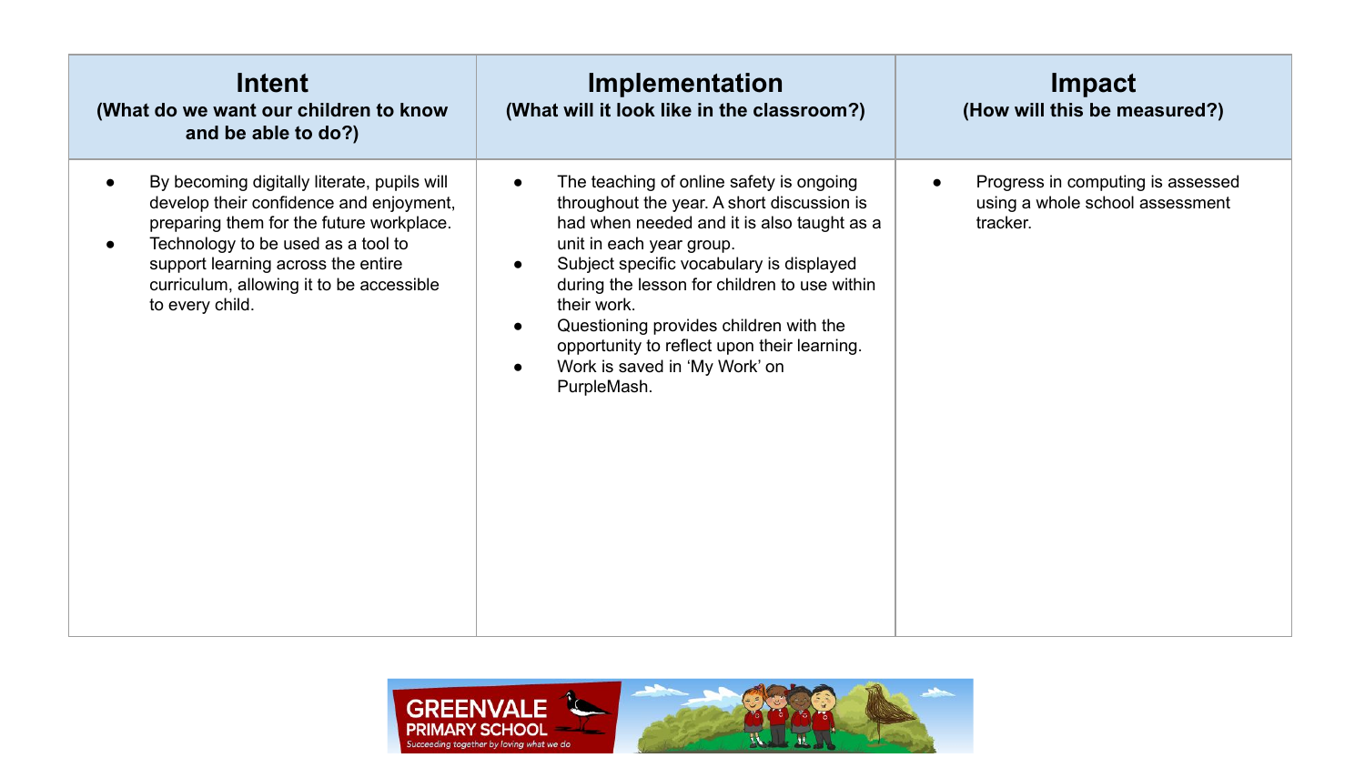| Intent<br>(What do we want our children to know and be able to do?) | Implementation<br>(What will it look like in the classroom?) | Impact<br>(How will this be measured?) |
| --- | --- | --- |
| • By becoming digitally literate, pupils will develop their confidence and enjoyment, preparing them for the future workplace.<br>• Technology to be used as a tool to support learning across the entire curriculum, allowing it to be accessible to every child. | • The teaching of online safety is ongoing throughout the year. A short discussion is had when needed and it is also taught as a unit in each year group.<br>• Subject specific vocabulary is displayed during the lesson for children to use within their work.<br>• Questioning provides children with the opportunity to reflect upon their learning.<br>• Work is saved in 'My Work' on PurpleMash. | • Progress in computing is assessed using a whole school assessment tracker. |

GREENVALE PRIMARY SCHOOL
*Succeeding together by loving what we do*